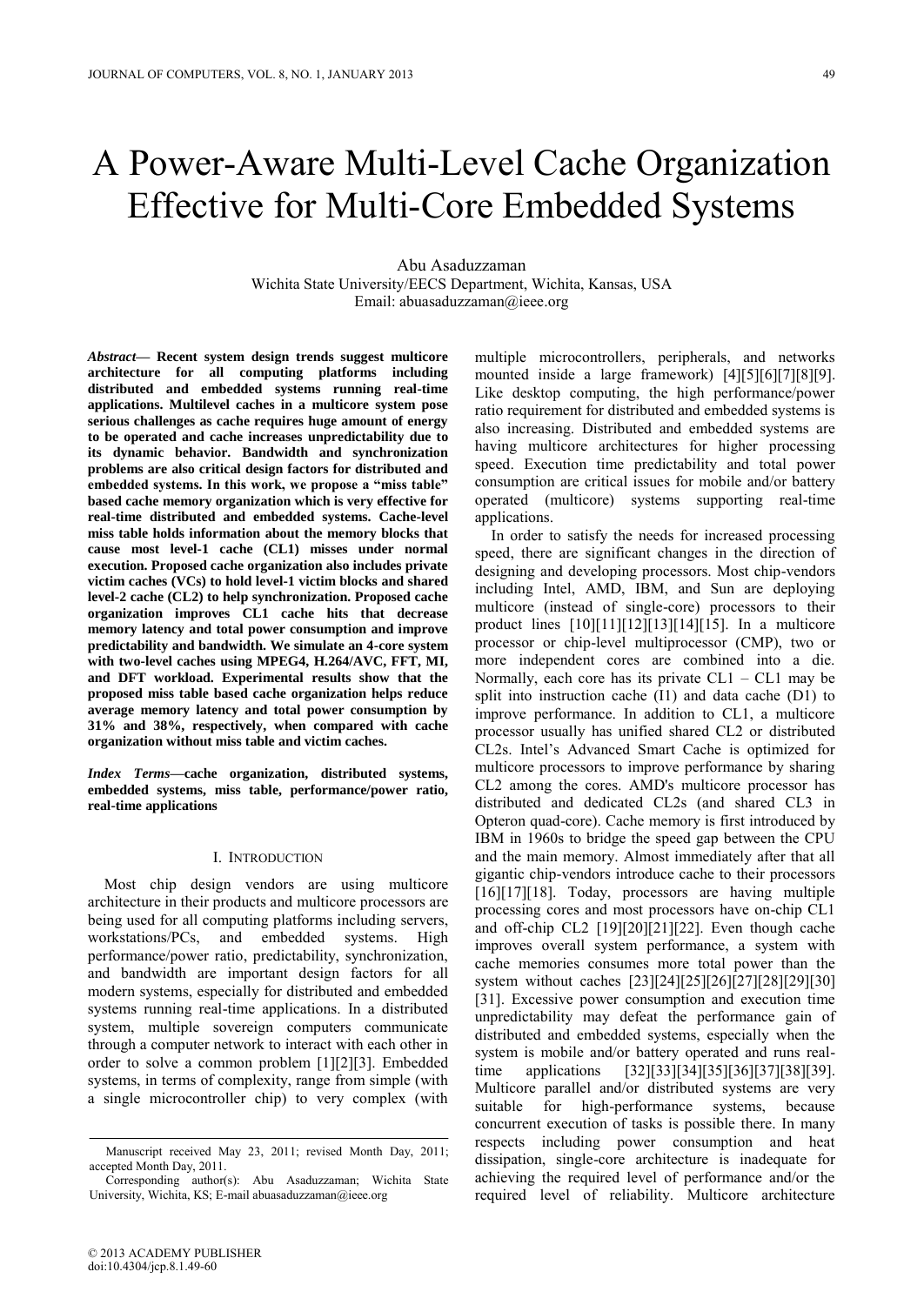# A Power-Aware Multi-Level Cache Organization Effective for Multi-Core Embedded Systems

Abu Asaduzzaman
Wichita State University/EECS Department, Wichita, Kansas, USA
Email: abuasaduzzaman@ieee.org

***Abstract*— Recent system design trends suggest multicore architecture for all computing platforms including distributed and embedded systems running real-time applications. Multilevel caches in a multicore system pose serious challenges as cache requires huge amount of energy to be operated and cache increases unpredictability due to its dynamic behavior. Bandwidth and synchronization problems are also critical design factors for distributed and embedded systems. In this work, we propose a "miss table" based cache memory organization which is very effective for real-time distributed and embedded systems. Cache-level miss table holds information about the memory blocks that cause most level-1 cache (CL1) misses under normal execution. Proposed cache organization also includes private victim caches (VCs) to hold level-1 victim blocks and shared level-2 cache (CL2) to help synchronization. Proposed cache organization improves CL1 cache hits that decrease average memory latency and total power consumption and improve predictability and bandwidth. We simulate an 4-core system with two-level caches using MPEG4, H.264/AVC, FFT, MI, and DFT workload. Experimental results show that the proposed miss table based cache organization helps reduce average memory latency and total power consumption by 31% and 38%, respectively, when compared with cache organization without miss table and victim caches.**

***Index Terms*—cache organization, distributed systems, embedded systems, miss table, performance/power ratio, real-time applications**

## I. Introduction

Most chip design vendors are using multicore architecture in their products and multicore processors are being used for all computing platforms including servers, workstations/PCs, and embedded systems. High performance/power ratio, predictability, synchronization, and bandwidth are important design factors for all modern systems, especially for distributed and embedded systems running real-time applications. In a distributed system, multiple sovereign computers communicate through a computer network to interact with each other in order to solve a common problem [1][2][3]. Embedded systems, in terms of complexity, range from simple (with a single microcontroller chip) to very complex (with multiple microcontrollers, peripherals, and networks mounted inside a large framework) [4][5][6][7][8][9]. Like desktop computing, the high performance/power ratio requirement for distributed and embedded systems is also increasing. Distributed and embedded systems are having multicore architectures for higher processing speed. Execution time predictability and total power consumption are critical issues for mobile and/or battery operated (multicore) systems supporting real-time applications.

In order to satisfy the needs for increased processing speed, there are significant changes in the direction of designing and developing processors. Most chip-vendors including Intel, AMD, IBM, and Sun are deploying multicore (instead of single-core) processors to their product lines [10][11][12][13][14][15]. In a multicore processor or chip-level multiprocessor (CMP), two or more independent cores are combined into a die. Normally, each core has its private CL1 – CL1 may be split into instruction cache (I1) and data cache (D1) to improve performance. In addition to CL1, a multicore processor usually has unified shared CL2 or distributed CL2s. Intel's Advanced Smart Cache is optimized for multicore processors to improve performance by sharing CL2 among the cores. AMD's multicore processor has distributed and dedicated CL2s (and shared CL3 in Opteron quad-core). Cache memory is first introduced by IBM in 1960s to bridge the speed gap between the CPU and the main memory. Almost immediately after that all gigantic chip-vendors introduce cache to their processors [16][17][18]. Today, processors are having multiple processing cores and most processors have on-chip CL1 and off-chip CL2 [19][20][21][22]. Even though cache improves overall system performance, a system with cache memories consumes more total power than the system without caches [23][24][25][26][27][28][29][30][31]. Excessive power consumption and execution time unpredictability may defeat the performance gain of distributed and embedded systems, especially when the system is mobile and/or battery operated and runs real-time applications [32][33][34][35][36][37][38][39]. Multicore parallel and/or distributed systems are very suitable for high-performance systems, because concurrent execution of tasks is possible there. In many respects including power consumption and heat dissipation, single-core architecture is inadequate for achieving the required level of performance and/or the required level of reliability. Multicore architecture

---

Manuscript received May 23, 2011; revised Month Day, 2011; accepted Month Day, 2011.

Corresponding author(s): Abu Asaduzzaman; Wichita State University, Wichita, KS; E-mail abuasaduzzaman@ieee.org

© 2013 ACADEMY PUBLISHER
doi:10.4304/jcp.8.1.49-60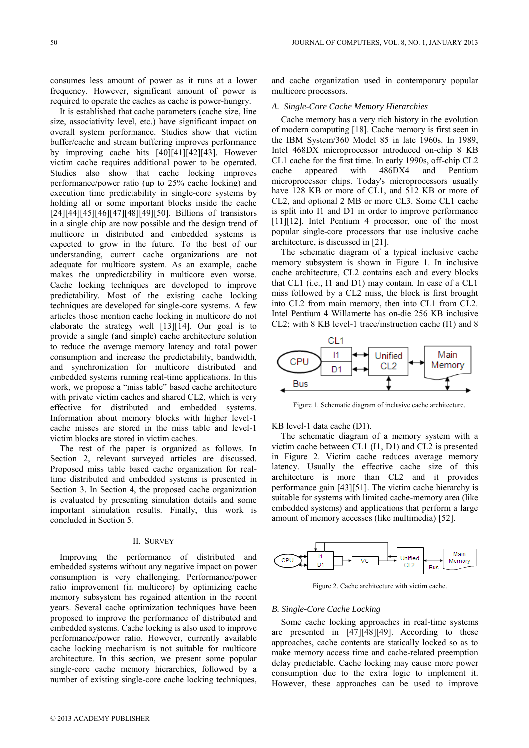consumes less amount of power as it runs at a lower frequency. However, significant amount of power is required to operate the caches as cache is power-hungry.

It is established that cache parameters (cache size, line size, associativity level, etc.) have significant impact on overall system performance. Studies show that victim buffer/cache and stream buffering improves performance by improving cache hits [40][41][42][43]. However victim cache requires additional power to be operated. Studies also show that cache locking improves performance/power ratio (up to 25% cache locking) and execution time predictability in single-core systems by holding all or some important blocks inside the cache [24][44][45][46][47][48][49][50]. Billions of transistors in a single chip are now possible and the design trend of multicore in distributed and embedded systems is expected to grow in the future. To the best of our understanding, current cache organizations are not adequate for multicore system. As an example, cache makes the unpredictability in multicore even worse. Cache locking techniques are developed to improve predictability. Most of the existing cache locking techniques are developed for single-core systems. A few articles those mention cache locking in multicore do not elaborate the strategy well [13][14]. Our goal is to provide a single (and simple) cache architecture solution to reduce the average memory latency and total power consumption and increase the predictability, bandwidth, and synchronization for multicore distributed and embedded systems running real-time applications. In this work, we propose a "miss table" based cache architecture with private victim caches and shared CL2, which is very effective for distributed and embedded systems. Information about memory blocks with higher level-1 cache misses are stored in the miss table and level-1 victim blocks are stored in victim caches.

The rest of the paper is organized as follows. In Section 2, relevant surveyed articles are discussed. Proposed miss table based cache organization for real-time distributed and embedded systems is presented in Section 3. In Section 4, the proposed cache organization is evaluated by presenting simulation details and some important simulation results. Finally, this work is concluded in Section 5.

## II. Survey

Improving the performance of distributed and embedded systems without any negative impact on power consumption is very challenging. Performance/power ratio improvement (in multicore) by optimizing cache memory subsystem has regained attention in the recent years. Several cache optimization techniques have been proposed to improve the performance of distributed and embedded systems. Cache locking is also used to improve performance/power ratio. However, currently available cache locking mechanism is not suitable for multicore architecture. In this section, we present some popular single-core cache memory hierarchies, followed by a number of existing single-core cache locking techniques, and cache organization used in contemporary popular multicore processors.

### *A. Single-Core Cache Memory Hierarchies*

Cache memory has a very rich history in the evolution of modern computing [18]. Cache memory is first seen in the IBM System/360 Model 85 in late 1960s. In 1989, Intel 468DX microprocessor introduced on-chip 8 KB CL1 cache for the first time. In early 1990s, off-chip CL2 cache appeared with 486DX4 and Pentium microprocessor chips. Today's microprocessors usually have 128 KB or more of CL1, and 512 KB or more of CL2, and optional 2 MB or more CL3. Some CL1 cache is split into I1 and D1 in order to improve performance [11][12]. Intel Pentium 4 processor, one of the most popular single-core processors that use inclusive cache architecture, is discussed in [21].

The schematic diagram of a typical inclusive cache memory subsystem is shown in Figure 1. In inclusive cache architecture, CL2 contains each and every blocks that CL1 (i.e., I1 and D1) may contain. In case of a CL1 miss followed by a CL2 miss, the block is first brought into CL2 from main memory, then into CL1 from CL2. Intel Pentium 4 Willamette has on-die 256 KB inclusive CL2; with 8 KB level-1 trace/instruction cache (I1) and 8 KB level-1 data cache (D1).

Figure 1. Schematic diagram of inclusive cache architecture.

The schematic diagram of a memory system with a victim cache between CL1 (I1, D1) and CL2 is presented in Figure 2. Victim cache reduces average memory latency. Usually the effective cache size of this architecture is more than CL2 and it provides performance gain [43][51]. The victim cache hierarchy is suitable for systems with limited cache-memory area (like embedded systems) and applications that perform a large amount of memory accesses (like multimedia) [52].

Figure 2. Cache architecture with victim cache.

### *B. Single-Core Cache Locking*

Some cache locking approaches in real-time systems are presented in [47][48][49]. According to these approaches, cache contents are statically locked so as to make memory access time and cache-related preemption delay predictable. Cache locking may cause more power consumption due to the extra logic to implement it. However, these approaches can be used to improve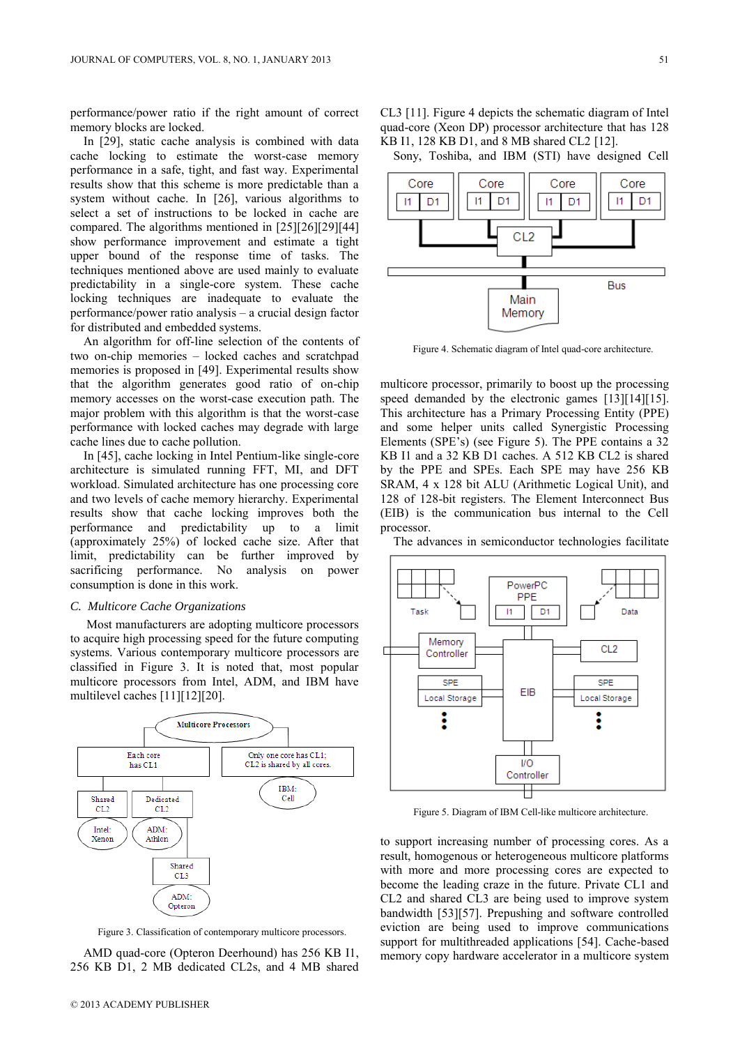performance/power ratio if the right amount of correct memory blocks are locked.

In [29], static cache analysis is combined with data cache locking to estimate the worst-case memory performance in a safe, tight, and fast way. Experimental results show that this scheme is more predictable than a system without cache. In [26], various algorithms to select a set of instructions to be locked in cache are compared. The algorithms mentioned in [25][26][29][44] show performance improvement and estimate a tight upper bound of the response time of tasks. The techniques mentioned above are used mainly to evaluate predictability in a single-core system. These cache locking techniques are inadequate to evaluate the performance/power ratio analysis – a crucial design factor for distributed and embedded systems.

An algorithm for off-line selection of the contents of two on-chip memories – locked caches and scratchpad memories is proposed in [49]. Experimental results show that the algorithm generates good ratio of on-chip memory accesses on the worst-case execution path. The major problem with this algorithm is that the worst-case performance with locked caches may degrade with large cache lines due to cache pollution.

In [45], cache locking in Intel Pentium-like single-core architecture is simulated running FFT, MI, and DFT workload. Simulated architecture has one processing core and two levels of cache memory hierarchy. Experimental results show that cache locking improves both the performance and predictability up to a limit (approximately 25%) of locked cache size. After that limit, predictability can be further improved by sacrificing performance. No analysis on power consumption is done in this work.

### C. Multicore Cache Organizations

Most manufacturers are adopting multicore processors to acquire high processing speed for the future computing systems. Various contemporary multicore processors are classified in Figure 3. It is noted that, most popular multicore processors from Intel, ADM, and IBM have multilevel caches [11][12][20].

Figure 3. Classification of contemporary multicore processors.

AMD quad-core (Opteron Deerhound) has 256 KB I1, 256 KB D1, 2 MB dedicated CL2s, and 4 MB shared CL3 [11]. Figure 4 depicts the schematic diagram of Intel quad-core (Xeon DP) processor architecture that has 128 KB I1, 128 KB D1, and 8 MB shared CL2 [12].

Sony, Toshiba, and IBM (STI) have designed Cell multicore processor, primarily to boost up the processing speed demanded by the electronic games [13][14][15]. This architecture has a Primary Processing Entity (PPE) and some helper units called Synergistic Processing Elements (SPE's) (see Figure 5). The PPE contains a 32 KB I1 and a 32 KB D1 caches. A 512 KB CL2 is shared by the PPE and SPEs. Each SPE may have 256 KB SRAM, 4 x 128 bit ALU (Arithmetic Logical Unit), and 128 of 128-bit registers. The Element Interconnect Bus (EIB) is the communication bus internal to the Cell processor.

Figure 4. Schematic diagram of Intel quad-core architecture.

Figure 5. Diagram of IBM Cell-like multicore architecture.

The advances in semiconductor technologies facilitate to support increasing number of processing cores. As a result, homogenous or heterogeneous multicore platforms with more and more processing cores are expected to become the leading craze in the future. Private CL1 and CL2 and shared CL3 are being used to improve system bandwidth [53][57]. Prepushing and software controlled eviction are being used to improve communications support for multithreaded applications [54]. Cache-based memory copy hardware accelerator in a multicore system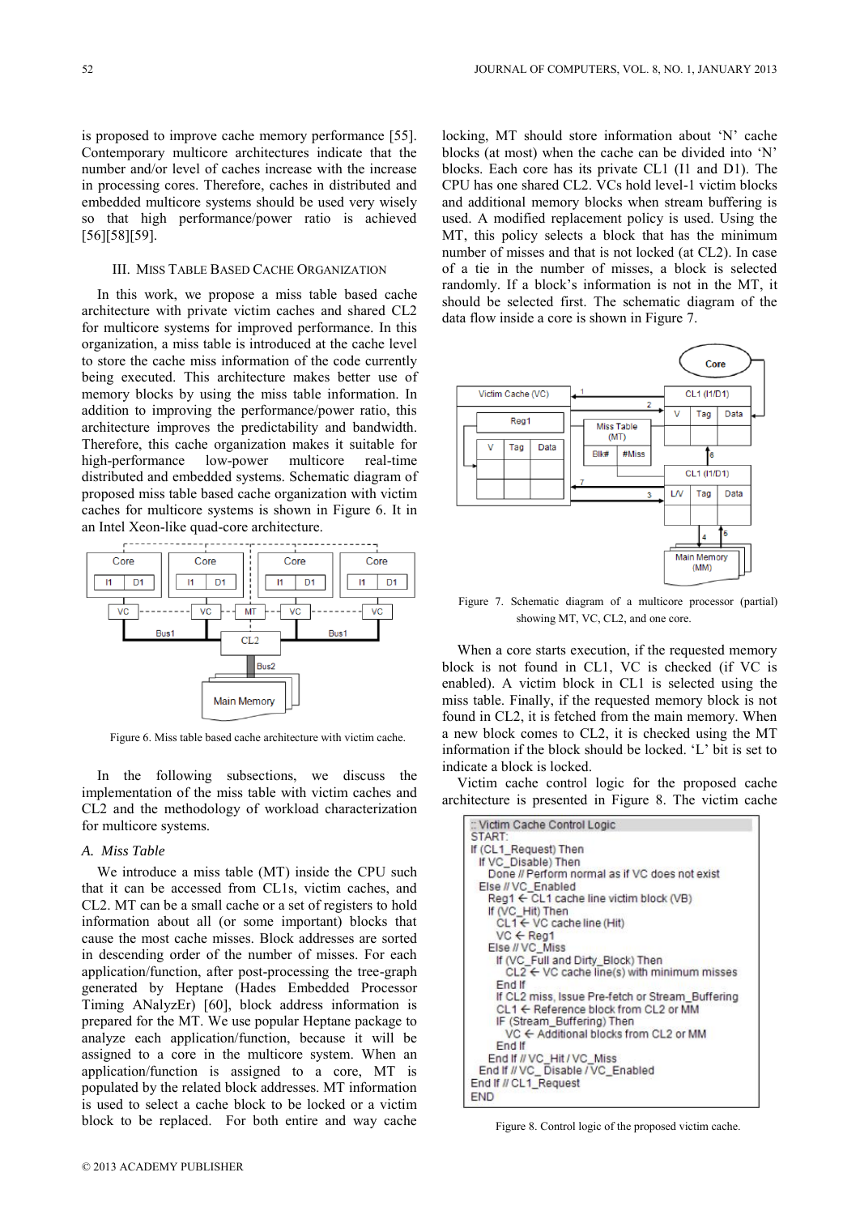is proposed to improve cache memory performance [55]. Contemporary multicore architectures indicate that the number and/or level of caches increase with the increase in processing cores. Therefore, caches in distributed and embedded multicore systems should be used very wisely so that high performance/power ratio is achieved [56][58][59].

## III. Miss Table Based Cache Organization

In this work, we propose a miss table based cache architecture with private victim caches and shared CL2 for multicore systems for improved performance. In this organization, a miss table is introduced at the cache level to store the cache miss information of the code currently being executed. This architecture makes better use of memory blocks by using the miss table information. In addition to improving the performance/power ratio, this architecture improves the predictability and bandwidth. Therefore, this cache organization makes it suitable for high-performance low-power multicore real-time distributed and embedded systems. Schematic diagram of proposed miss table based cache organization with victim caches for multicore systems is shown in Figure 6. It in an Intel Xeon-like quad-core architecture.

Figure 6. Miss table based cache architecture with victim cache.

In the following subsections, we discuss the implementation of the miss table with victim caches and CL2 and the methodology of workload characterization for multicore systems.

### *A. Miss Table*

We introduce a miss table (MT) inside the CPU such that it can be accessed from CL1s, victim caches, and CL2. MT can be a small cache or a set of registers to hold information about all (or some important) blocks that cause the most cache misses. Block addresses are sorted in descending order of the number of misses. For each application/function, after post-processing the tree-graph generated by Heptane (Hades Embedded Processor Timing ANalyzEr) [60], block address information is prepared for the MT. We use popular Heptane package to analyze each application/function, because it will be assigned to a core in the multicore system. When an application/function is assigned to a core, MT is populated by the related block addresses. MT information is used to select a cache block to be locked or a victim block to be replaced. For both entire and way cache locking, MT should store information about 'N' cache blocks (at most) when the cache can be divided into 'N' blocks. Each core has its private CL1 (I1 and D1). The CPU has one shared CL2. VCs hold level-1 victim blocks and additional memory blocks when stream buffering is used. A modified replacement policy is used. Using the MT, this policy selects a block that has the minimum number of misses and that is not locked (at CL2). In case of a tie in the number of misses, a block is selected randomly. If a block's information is not in the MT, it should be selected first. The schematic diagram of the data flow inside a core is shown in Figure 7.

Figure 7. Schematic diagram of a multicore processor (partial) showing MT, VC, CL2, and one core.

When a core starts execution, if the requested memory block is not found in CL1, VC is checked (if VC is enabled). A victim block in CL1 is selected using the miss table. Finally, if the requested memory block is not found in CL2, it is fetched from the main memory. When a new block comes to CL2, it is checked using the MT information if the block should be locked. 'L' bit is set to indicate a block is locked.

Victim cache control logic for the proposed cache architecture is presented in Figure 8. The victim cache

```
:: Victim Cache Control Logic
START:
If (CL1_Request) Then
  If VC_Disable) Then
    Done // Perform normal as if VC does not exist
  Else // VC_Enabled
    Reg1 ← CL1 cache line victim block (VB)
    If (VC_Hit) Then
      CL1 ← VC cache line (Hit)
      VC ← Reg1
    Else // VC_Miss
      If (VC_Full and Dirty_Block) Then
        CL2 ← VC cache line(s) with minimum misses
      End If
      If CL2 miss, Issue Pre-fetch or Stream_Buffering
      CL1 ← Reference block from CL2 or MM
      IF (Stream_Buffering) Then
        VC ← Additional blocks from CL2 or MM
      End If
    End If // VC_Hit / VC_Miss
  End If // VC_Disable / VC_Enabled
End If // CL1_Request
END
```

Figure 8. Control logic of the proposed victim cache.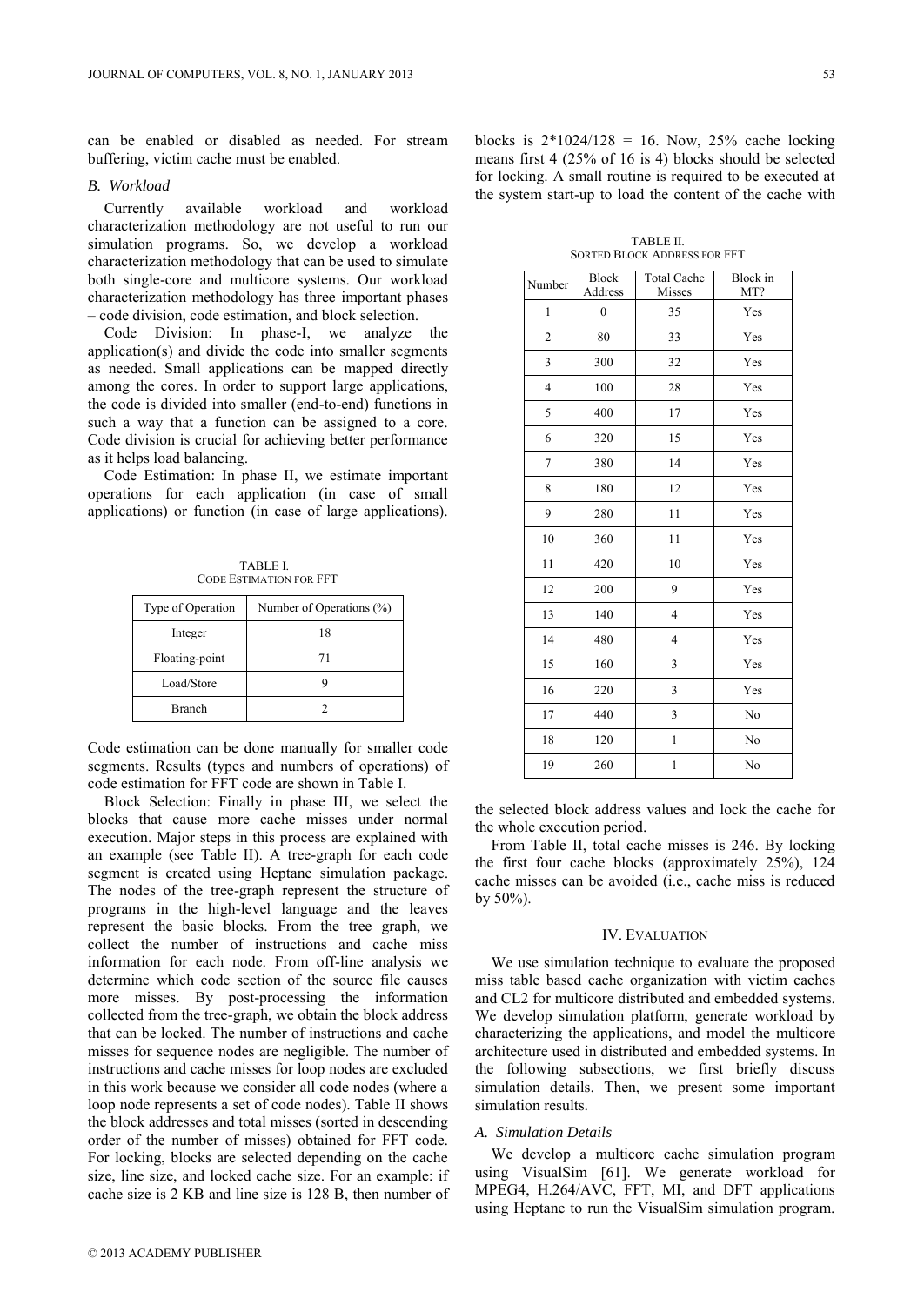can be enabled or disabled as needed. For stream buffering, victim cache must be enabled.

### B. Workload

Currently available workload and workload characterization methodology are not useful to run our simulation programs. So, we develop a workload characterization methodology that can be used to simulate both single-core and multicore systems. Our workload characterization methodology has three important phases – code division, code estimation, and block selection.

Code Division: In phase-I, we analyze the application(s) and divide the code into smaller segments as needed. Small applications can be mapped directly among the cores. In order to support large applications, the code is divided into smaller (end-to-end) functions in such a way that a function can be assigned to a core. Code division is crucial for achieving better performance as it helps load balancing.

Code Estimation: In phase II, we estimate important operations for each application (in case of small applications) or function (in case of large applications).

TABLE I.
CODE ESTIMATION FOR FFT

| Type of Operation | Number of Operations (%) |
|---|---|
| Integer | 18 |
| Floating-point | 71 |
| Load/Store | 9 |
| Branch | 2 |

Code estimation can be done manually for smaller code segments. Results (types and numbers of operations) of code estimation for FFT code are shown in Table I.

Block Selection: Finally in phase III, we select the blocks that cause more cache misses under normal execution. Major steps in this process are explained with an example (see Table II). A tree-graph for each code segment is created using Heptane simulation package. The nodes of the tree-graph represent the structure of programs in the high-level language and the leaves represent the basic blocks. From the tree graph, we collect the number of instructions and cache miss information for each node. From off-line analysis we determine which code section of the source file causes more misses. By post-processing the information collected from the tree-graph, we obtain the block address that can be locked. The number of instructions and cache misses for sequence nodes are negligible. The number of instructions and cache misses for loop nodes are excluded in this work because we consider all code nodes (where a loop node represents a set of code nodes). Table II shows the block addresses and total misses (sorted in descending order of the number of misses) obtained for FFT code. For locking, blocks are selected depending on the cache size, line size, and locked cache size. For an example: if cache size is 2 KB and line size is 128 B, then number of blocks is 2*1024/128 = 16. Now, 25% cache locking means first 4 (25% of 16 is 4) blocks should be selected for locking. A small routine is required to be executed at the system start-up to load the content of the cache with the selected block address values and lock the cache for the whole execution period.

TABLE II.
SORTED BLOCK ADDRESS FOR FFT

| Number | Block Address | Total Cache Misses | Block in MT? |
|---|---|---|---|
| 1 | 0 | 35 | Yes |
| 2 | 80 | 33 | Yes |
| 3 | 300 | 32 | Yes |
| 4 | 100 | 28 | Yes |
| 5 | 400 | 17 | Yes |
| 6 | 320 | 15 | Yes |
| 7 | 380 | 14 | Yes |
| 8 | 180 | 12 | Yes |
| 9 | 280 | 11 | Yes |
| 10 | 360 | 11 | Yes |
| 11 | 420 | 10 | Yes |
| 12 | 200 | 9 | Yes |
| 13 | 140 | 4 | Yes |
| 14 | 480 | 4 | Yes |
| 15 | 160 | 3 | Yes |
| 16 | 220 | 3 | Yes |
| 17 | 440 | 3 | No |
| 18 | 120 | 1 | No |
| 19 | 260 | 1 | No |

From Table II, total cache misses is 246. By locking the first four cache blocks (approximately 25%), 124 cache misses can be avoided (i.e., cache miss is reduced by 50%).

## IV. EVALUATION

We use simulation technique to evaluate the proposed miss table based cache organization with victim caches and CL2 for multicore distributed and embedded systems. We develop simulation platform, generate workload by characterizing the applications, and model the multicore architecture used in distributed and embedded systems. In the following subsections, we first briefly discuss simulation details. Then, we present some important simulation results.

### A. Simulation Details

We develop a multicore cache simulation program using VisualSim [61]. We generate workload for MPEG4, H.264/AVC, FFT, MI, and DFT applications using Heptane to run the VisualSim simulation program.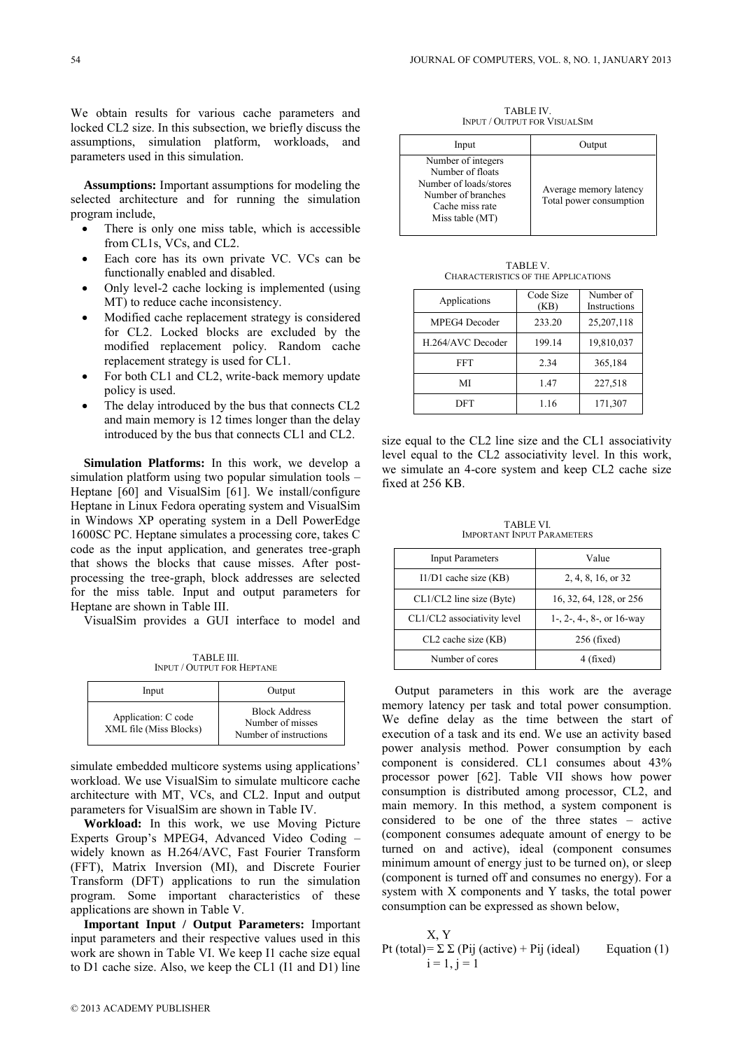We obtain results for various cache parameters and locked CL2 size. In this subsection, we briefly discuss the assumptions, simulation platform, workloads, and parameters used in this simulation.

**Assumptions:** Important assumptions for modeling the selected architecture and for running the simulation program include,

- There is only one miss table, which is accessible from CL1s, VCs, and CL2.
- Each core has its own private VC. VCs can be functionally enabled and disabled.
- Only level-2 cache locking is implemented (using MT) to reduce cache inconsistency.
- Modified cache replacement strategy is considered for CL2. Locked blocks are excluded by the modified replacement policy. Random cache replacement strategy is used for CL1.
- For both CL1 and CL2, write-back memory update policy is used.
- The delay introduced by the bus that connects CL2 and main memory is 12 times longer than the delay introduced by the bus that connects CL1 and CL2.

**Simulation Platforms:** In this work, we develop a simulation platform using two popular simulation tools – Heptane [60] and VisualSim [61]. We install/configure Heptane in Linux Fedora operating system and VisualSim in Windows XP operating system in a Dell PowerEdge 1600SC PC. Heptane simulates a processing core, takes C code as the input application, and generates tree-graph that shows the blocks that cause misses. After post-processing the tree-graph, block addresses are selected for the miss table. Input and output parameters for Heptane are shown in Table III.

VisualSim provides a GUI interface to model and simulate embedded multicore systems using applications' workload. We use VisualSim to simulate multicore cache architecture with MT, VCs, and CL2. Input and output parameters for VisualSim are shown in Table IV.

TABLE III.
INPUT / OUTPUT FOR HEPTANE

| Input | Output |
|---|---|
| Application: C code<br>XML file (Miss Blocks) | Block Address<br>Number of misses<br>Number of instructions |

**Workload:** In this work, we use Moving Picture Experts Group's MPEG4, Advanced Video Coding – widely known as H.264/AVC, Fast Fourier Transform (FFT), Matrix Inversion (MI), and Discrete Fourier Transform (DFT) applications to run the simulation program. Some important characteristics of these applications are shown in Table V.

**Important Input / Output Parameters:** Important input parameters and their respective values used in this work are shown in Table VI. We keep I1 cache size equal to D1 cache size. Also, we keep the CL1 (I1 and D1) line size equal to the CL2 line size and the CL1 associativity level equal to the CL2 associativity level. In this work, we simulate an 4-core system and keep CL2 cache size fixed at 256 KB.

TABLE IV.
INPUT / OUTPUT FOR VISUALSIM

| Input | Output |
|---|---|
| Number of integers<br>Number of floats<br>Number of loads/stores<br>Number of branches<br>Cache miss rate<br>Miss table (MT) | Average memory latency<br>Total power consumption |

TABLE V.
CHARACTERISTICS OF THE APPLICATIONS

| Applications | Code Size (KB) | Number of Instructions |
|---|---|---|
| MPEG4 Decoder | 233.20 | 25,207,118 |
| H.264/AVC Decoder | 199.14 | 19,810,037 |
| FFT | 2.34 | 365,184 |
| MI | 1.47 | 227,518 |
| DFT | 1.16 | 171,307 |

TABLE VI.
IMPORTANT INPUT PARAMETERS

| Input Parameters | Value |
|---|---|
| I1/D1 cache size (KB) | 2, 4, 8, 16, or 32 |
| CL1/CL2 line size (Byte) | 16, 32, 64, 128, or 256 |
| CL1/CL2 associativity level | 1-, 2-, 4-, 8-, or 16-way |
| CL2 cache size (KB) | 256 (fixed) |
| Number of cores | 4 (fixed) |

Output parameters in this work are the average memory latency per task and total power consumption. We define delay as the time between the start of execution of a task and its end. We use an activity based power analysis method. Power consumption by each component is considered. CL1 consumes about 43% processor power [62]. Table VII shows how power consumption is distributed among processor, CL2, and main memory. In this method, a system component is considered to be one of the three states – active (component consumes adequate amount of energy to be turned on and active), ideal (component consumes minimum amount of energy just to be turned on), or sleep (component is turned off and consumes no energy). For a system with X components and Y tasks, the total power consumption can be expressed as shown below,

$$P_t\,(\text{total}) = \sum_{i=1}^{X} \sum_{j=1}^{Y} \left(P_{ij}\,(\text{active}) + P_{ij}\,(\text{ideal})\right) \qquad \text{Equation (1)}$$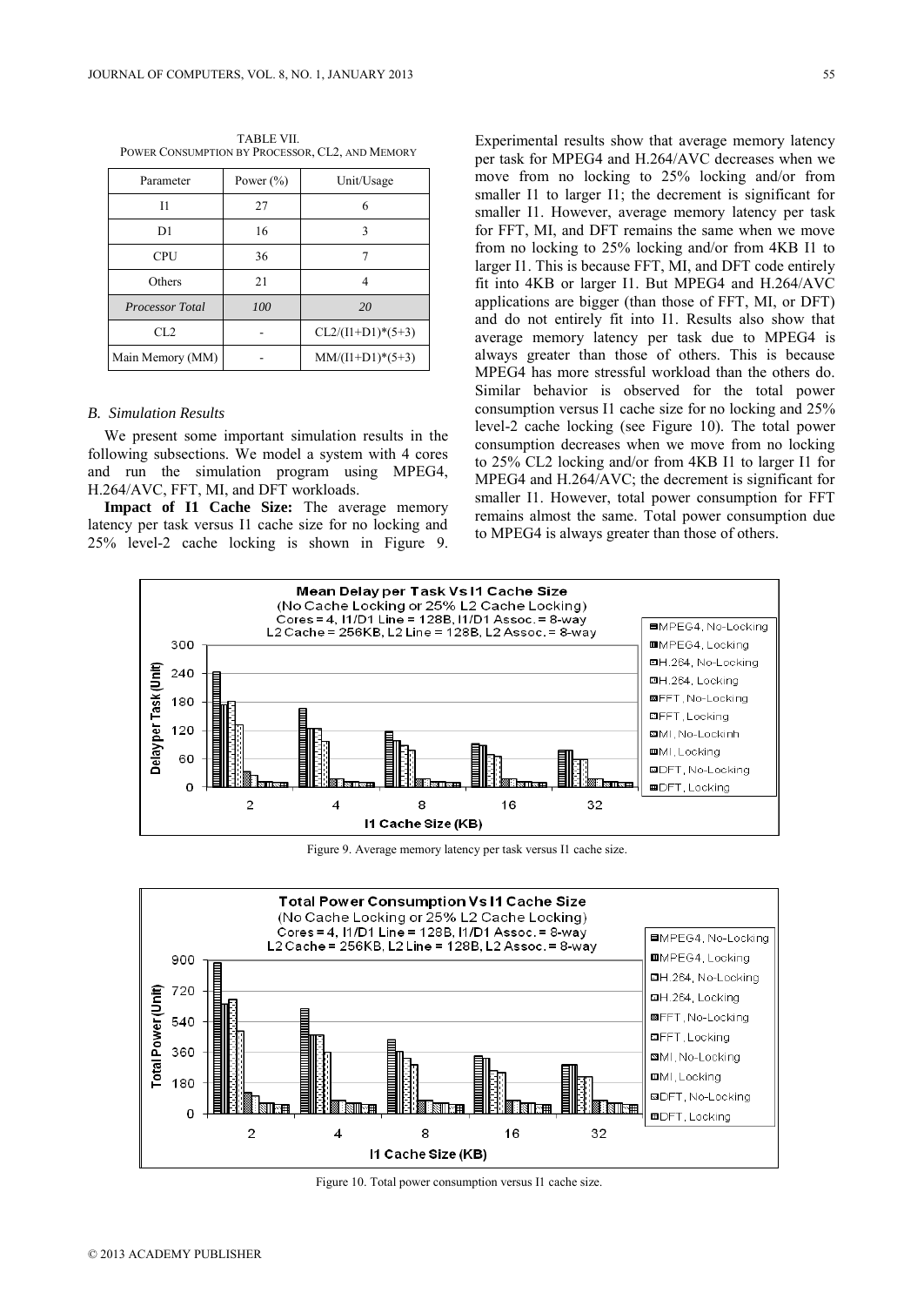TABLE VII.
POWER CONSUMPTION BY PROCESSOR, CL2, AND MEMORY

| Parameter | Power (%) | Unit/Usage |
|---|---|---|
| I1 | 27 | 6 |
| D1 | 16 | 3 |
| CPU | 36 | 7 |
| Others | 21 | 4 |
| *Processor Total* | *100* | *20* |
| CL2 | - | CL2/(I1+D1)*(5+3) |
| Main Memory (MM) | - | MM/(I1+D1)*(5+3) |

### *B. Simulation Results*

We present some important simulation results in the following subsections. We model a system with 4 cores and run the simulation program using MPEG4, H.264/AVC, FFT, MI, and DFT workloads.

**Impact of I1 Cache Size:** The average memory latency per task versus I1 cache size for no locking and 25% level-2 cache locking is shown in Figure 9. Experimental results show that average memory latency per task for MPEG4 and H.264/AVC decreases when we move from no locking to 25% locking and/or from smaller I1 to larger I1; the decrement is significant for smaller I1. However, average memory latency per task for FFT, MI, and DFT remains the same when we move from no locking to 25% locking and/or from 4KB I1 to larger I1. This is because FFT, MI, and DFT code entirely fit into 4KB or larger I1. But MPEG4 and H.264/AVC applications are bigger (than those of FFT, MI, or DFT) and do not entirely fit into I1. Results also show that average memory latency per task due to MPEG4 is always greater than those of others. This is because MPEG4 has more stressful workload than the others do. Similar behavior is observed for the total power consumption versus I1 cache size for no locking and 25% level-2 cache locking (see Figure 10). The total power consumption decreases when we move from no locking to 25% CL2 locking and/or from 4KB I1 to larger I1 for MPEG4 and H.264/AVC; the decrement is significant for smaller I1. However, total power consumption for FFT remains almost the same. Total power consumption due to MPEG4 is always greater than those of others.

Figure 9. Average memory latency per task versus I1 cache size.

Figure 10. Total power consumption versus I1 cache size.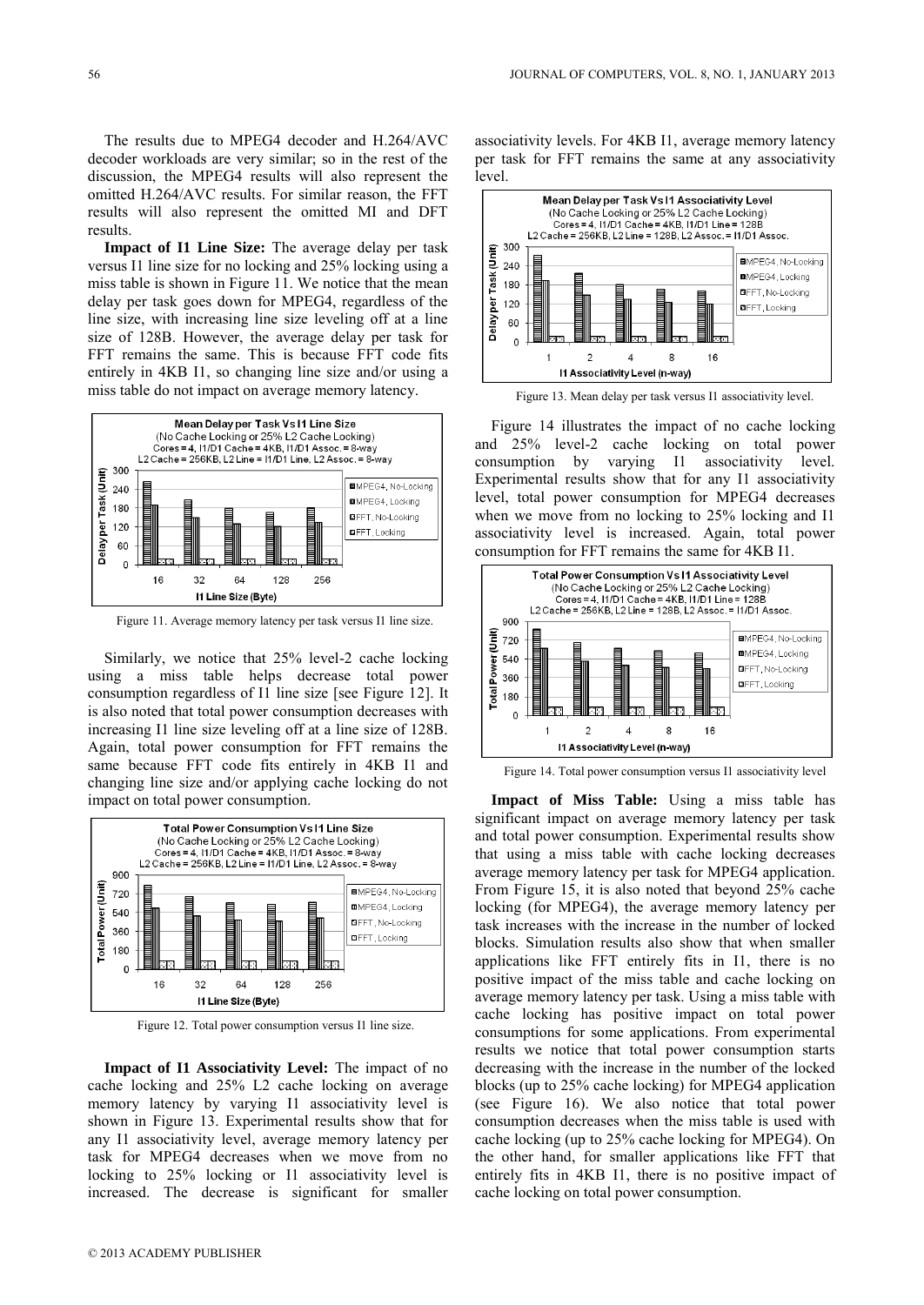The results due to MPEG4 decoder and H.264/AVC decoder workloads are very similar; so in the rest of the discussion, the MPEG4 results will also represent the omitted H.264/AVC results. For similar reason, the FFT results will also represent the omitted MI and DFT results.

**Impact of I1 Line Size:** The average delay per task versus I1 line size for no locking and 25% locking using a miss table is shown in Figure 11. We notice that the mean delay per task goes down for MPEG4, regardless of the line size, with increasing line size leveling off at a line size of 128B. However, the average delay per task for FFT remains the same. This is because FFT code fits entirely in 4KB I1, so changing line size and/or using a miss table do not impact on average memory latency.

Figure 11. Average memory latency per task versus I1 line size.

Similarly, we notice that 25% level-2 cache locking using a miss table helps decrease total power consumption regardless of I1 line size [see Figure 12]. It is also noted that total power consumption decreases with increasing I1 line size leveling off at a line size of 128B. Again, total power consumption for FFT remains the same because FFT code fits entirely in 4KB I1 and changing line size and/or applying cache locking do not impact on total power consumption.

Figure 12. Total power consumption versus I1 line size.

**Impact of I1 Associativity Level:** The impact of no cache locking and 25% L2 cache locking on average memory latency by varying I1 associativity level is shown in Figure 13. Experimental results show that for any I1 associativity level, average memory latency per task for MPEG4 decreases when we move from no locking to 25% locking or I1 associativity level is increased. The decrease is significant for smaller associativity levels. For 4KB I1, average memory latency per task for FFT remains the same at any associativity level.

Figure 13. Mean delay per task versus I1 associativity level.

Figure 14 illustrates the impact of no cache locking and 25% level-2 cache locking on total power consumption by varying I1 associativity level. Experimental results show that for any I1 associativity level, total power consumption for MPEG4 decreases when we move from no locking to 25% locking and I1 associativity level is increased. Again, total power consumption for FFT remains the same for 4KB I1.

Figure 14. Total power consumption versus I1 associativity level

**Impact of Miss Table:** Using a miss table has significant impact on average memory latency per task and total power consumption. Experimental results show that using a miss table with cache locking decreases average memory latency per task for MPEG4 application. From Figure 15, it is also noted that beyond 25% cache locking (for MPEG4), the average memory latency per task increases with the increase in the number of locked blocks. Simulation results also show that when smaller applications like FFT entirely fits in I1, there is no positive impact of the miss table and cache locking on average memory latency per task. Using a miss table with cache locking has positive impact on total power consumptions for some applications. From experimental results we notice that total power consumption starts decreasing with the increase in the number of the locked blocks (up to 25% cache locking) for MPEG4 application (see Figure 16). We also notice that total power consumption decreases when the miss table is used with cache locking (up to 25% cache locking for MPEG4). On the other hand, for smaller applications like FFT that entirely fits in 4KB I1, there is no positive impact of cache locking on total power consumption.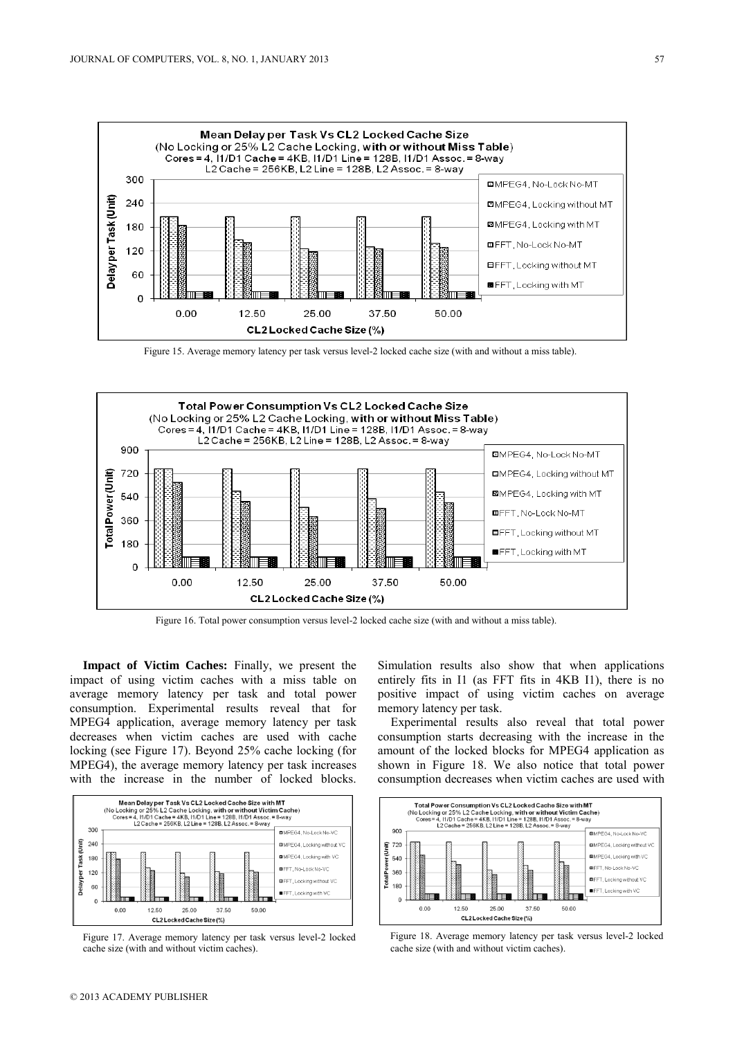Figure 15. Average memory latency per task versus level-2 locked cache size (with and without a miss table).

Figure 16. Total power consumption versus level-2 locked cache size (with and without a miss table).

**Impact of Victim Caches:** Finally, we present the impact of using victim caches with a miss table on average memory latency per task and total power consumption. Experimental results reveal that for MPEG4 application, average memory latency per task decreases when victim caches are used with cache locking (see Figure 17). Beyond 25% cache locking (for MPEG4), the average memory latency per task increases with the increase in the number of locked blocks. Simulation results also show that when applications entirely fits in I1 (as FFT fits in 4KB I1), there is no positive impact of using victim caches on average memory latency per task.

Experimental results also reveal that total power consumption starts decreasing with the increase in the amount of the locked blocks for MPEG4 application as shown in Figure 18. We also notice that total power consumption decreases when victim caches are used with

Figure 17. Average memory latency per task versus level-2 locked cache size (with and without victim caches).

Figure 18. Average memory latency per task versus level-2 locked cache size (with and without victim caches).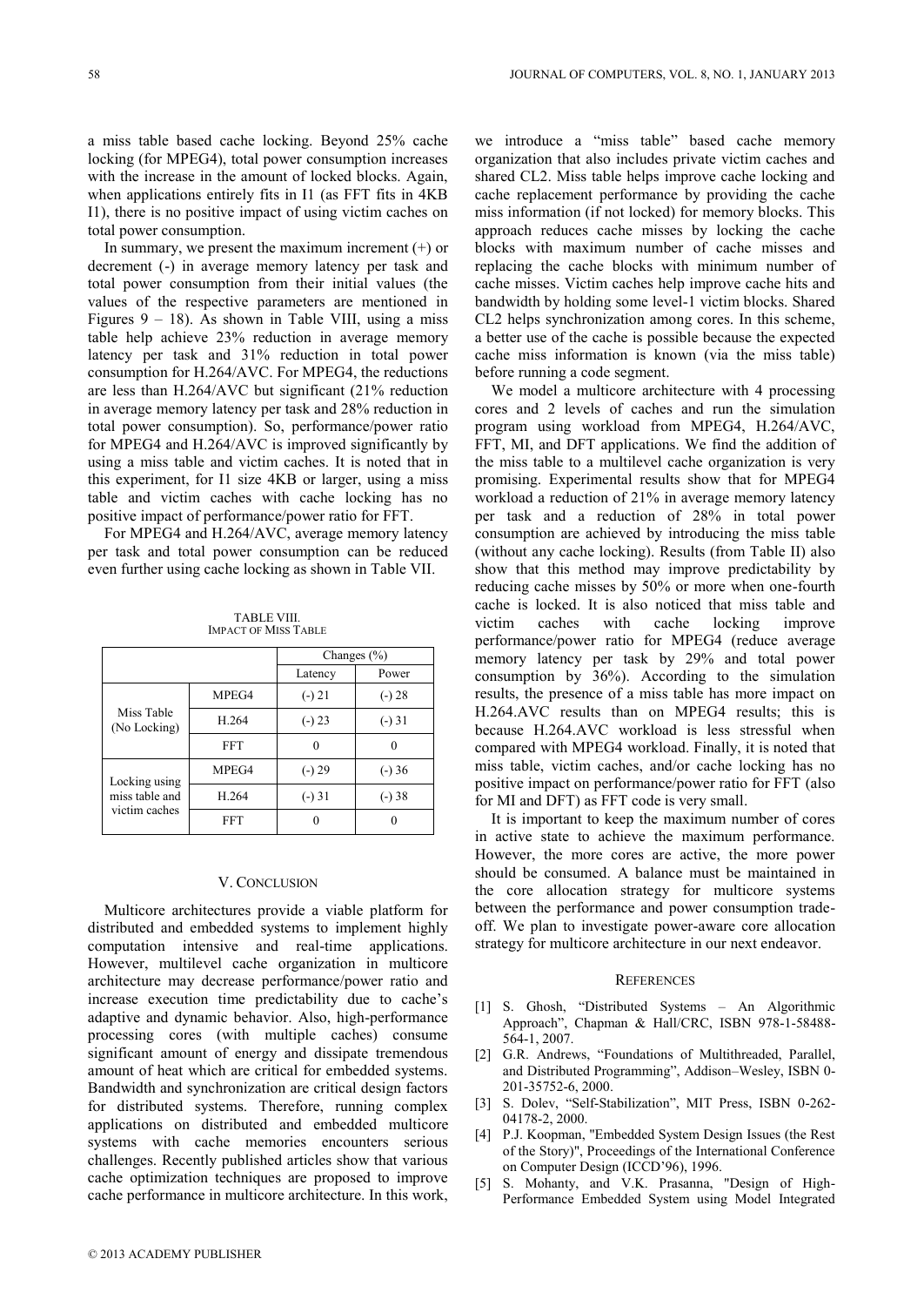a miss table based cache locking. Beyond 25% cache locking (for MPEG4), total power consumption increases with the increase in the amount of locked blocks. Again, when applications entirely fits in I1 (as FFT fits in 4KB I1), there is no positive impact of using victim caches on total power consumption.

In summary, we present the maximum increment (+) or decrement (-) in average memory latency per task and total power consumption from their initial values (the values of the respective parameters are mentioned in Figures 9 – 18). As shown in Table VIII, using a miss table help achieve 23% reduction in average memory latency per task and 31% reduction in total power consumption for H.264/AVC. For MPEG4, the reductions are less than H.264/AVC but significant (21% reduction in average memory latency per task and 28% reduction in total power consumption). So, performance/power ratio for MPEG4 and H.264/AVC is improved significantly by using a miss table and victim caches. It is noted that in this experiment, for I1 size 4KB or larger, using a miss table and victim caches with cache locking has no positive impact of performance/power ratio for FFT.

For MPEG4 and H.264/AVC, average memory latency per task and total power consumption can be reduced even further using cache locking as shown in Table VII.

TABLE VIII.
IMPACT OF MISS TABLE

| | | Changes (%) | |
|---|---|---|---|
| | | Latency | Power |
| Miss Table (No Locking) | MPEG4 | (-) 21 | (-) 28 |
| | H.264 | (-) 23 | (-) 31 |
| | FFT | 0 | 0 |
| Locking using miss table and victim caches | MPEG4 | (-) 29 | (-) 36 |
| | H.264 | (-) 31 | (-) 38 |
| | FFT | 0 | 0 |

## V. CONCLUSION

Multicore architectures provide a viable platform for distributed and embedded systems to implement highly computation intensive and real-time applications. However, multilevel cache organization in multicore architecture may decrease performance/power ratio and increase execution time predictability due to cache's adaptive and dynamic behavior. Also, high-performance processing cores (with multiple caches) consume significant amount of energy and dissipate tremendous amount of heat which are critical for embedded systems. Bandwidth and synchronization are critical design factors for distributed systems. Therefore, running complex applications on distributed and embedded multicore systems with cache memories encounters serious challenges. Recently published articles show that various cache optimization techniques are proposed to improve cache performance in multicore architecture. In this work, we introduce a "miss table" based cache memory organization that also includes private victim caches and shared CL2. Miss table helps improve cache locking and cache replacement performance by providing the cache miss information (if not locked) for memory blocks. This approach reduces cache misses by locking the cache blocks with maximum number of cache misses and replacing the cache blocks with minimum number of cache misses. Victim caches help improve cache hits and bandwidth by holding some level-1 victim blocks. Shared CL2 helps synchronization among cores. In this scheme, a better use of the cache is possible because the expected cache miss information is known (via the miss table) before running a code segment.

We model a multicore architecture with 4 processing cores and 2 levels of caches and run the simulation program using workload from MPEG4, H.264/AVC, FFT, MI, and DFT applications. We find the addition of the miss table to a multilevel cache organization is very promising. Experimental results show that for MPEG4 workload a reduction of 21% in average memory latency per task and a reduction of 28% in total power consumption are achieved by introducing the miss table (without any cache locking). Results (from Table II) also show that this method may improve predictability by reducing cache misses by 50% or more when one-fourth cache is locked. It is also noticed that miss table and victim caches with cache locking improve performance/power ratio for MPEG4 (reduce average memory latency per task by 29% and total power consumption by 36%). According to the simulation results, the presence of a miss table has more impact on H.264.AVC results than on MPEG4 results; this is because H.264.AVC workload is less stressful when compared with MPEG4 workload. Finally, it is noted that miss table, victim caches, and/or cache locking has no positive impact on performance/power ratio for FFT (also for MI and DFT) as FFT code is very small.

It is important to keep the maximum number of cores in active state to achieve the maximum performance. However, the more cores are active, the more power should be consumed. A balance must be maintained in the core allocation strategy for multicore systems between the performance and power consumption trade-off. We plan to investigate power-aware core allocation strategy for multicore architecture in our next endeavor.

## REFERENCES

[1] S. Ghosh, "Distributed Systems – An Algorithmic Approach", Chapman & Hall/CRC, ISBN 978-1-58488-564-1, 2007.

[2] G.R. Andrews, "Foundations of Multithreaded, Parallel, and Distributed Programming", Addison–Wesley, ISBN 0-201-35752-6, 2000.

[3] S. Dolev, "Self-Stabilization", MIT Press, ISBN 0-262-04178-2, 2000.

[4] P.J. Koopman, "Embedded System Design Issues (the Rest of the Story)", Proceedings of the International Conference on Computer Design (ICCD'96), 1996.

[5] S. Mohanty, and V.K. Prasanna, "Design of High-Performance Embedded System using Model Integrated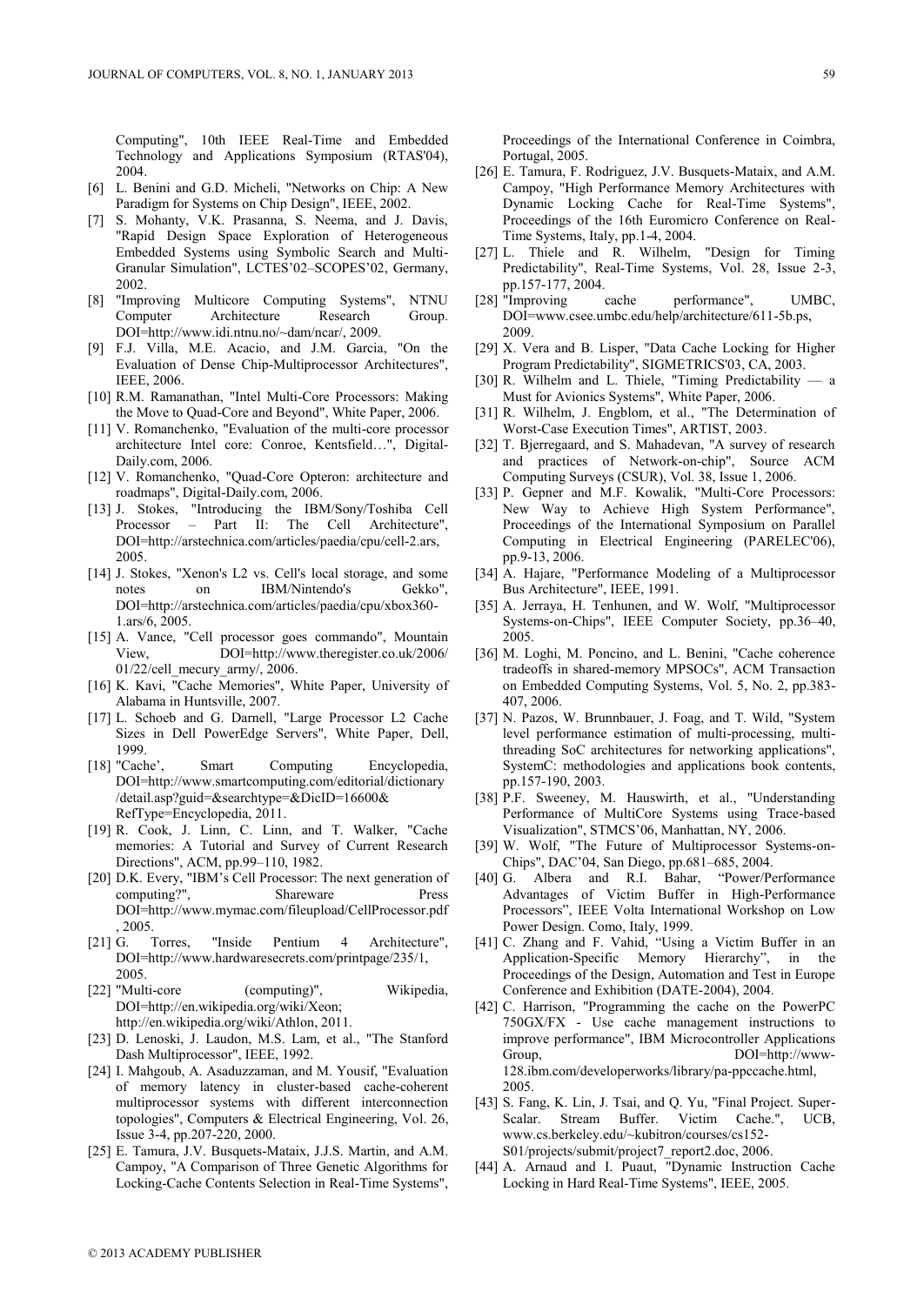Computing", 10th IEEE Real-Time and Embedded Technology and Applications Symposium (RTAS'04), 2004.

[6] L. Benini and G.D. Micheli, "Networks on Chip: A New Paradigm for Systems on Chip Design", IEEE, 2002.

[7] S. Mohanty, V.K. Prasanna, S. Neema, and J. Davis, "Rapid Design Space Exploration of Heterogeneous Embedded Systems using Symbolic Search and Multi-Granular Simulation", LCTES'02–SCOPES'02, Germany, 2002.

[8] "Improving Multicore Computing Systems", NTNU Computer Architecture Research Group. DOI=http://www.idi.ntnu.no/~dam/ncar/, 2009.

[9] F.J. Villa, M.E. Acacio, and J.M. Garcia, "On the Evaluation of Dense Chip-Multiprocessor Architectures", IEEE, 2006.

[10] R.M. Ramanathan, "Intel Multi-Core Processors: Making the Move to Quad-Core and Beyond", White Paper, 2006.

[11] V. Romanchenko, "Evaluation of the multi-core processor architecture Intel core: Conroe, Kentsfield…", Digital-Daily.com, 2006.

[12] V. Romanchenko, "Quad-Core Opteron: architecture and roadmaps", Digital-Daily.com, 2006.

[13] J. Stokes, "Introducing the IBM/Sony/Toshiba Cell Processor – Part II: The Cell Architecture", DOI=http://arstechnica.com/articles/paedia/cpu/cell-2.ars, 2005.

[14] J. Stokes, "Xenon's L2 vs. Cell's local storage, and some notes on IBM/Nintendo's Gekko", DOI=http://arstechnica.com/articles/paedia/cpu/xbox360-1.ars/6, 2005.

[15] A. Vance, "Cell processor goes commando", Mountain View, DOI=http://www.theregister.co.uk/2006/01/22/cell_mecury_army/, 2006.

[16] K. Kavi, "Cache Memories", White Paper, University of Alabama in Huntsville, 2007.

[17] L. Schoeb and G. Darnell, "Large Processor L2 Cache Sizes in Dell PowerEdge Servers", White Paper, Dell, 1999.

[18] "Cache', Smart Computing Encyclopedia, DOI=http://www.smartcomputing.com/editorial/dictionary/detail.asp?guid=&searchtype=&DicID=16600&RefType=Encyclopedia, 2011.

[19] R. Cook, J. Linn, C. Linn, and T. Walker, "Cache memories: A Tutorial and Survey of Current Research Directions", ACM, pp.99–110, 1982.

[20] D.K. Every, "IBM's Cell Processor: The next generation of computing?", Shareware Press DOI=http://www.mymac.com/fileupload/CellProcessor.pdf, 2005.

[21] G. Torres, "Inside Pentium 4 Architecture", DOI=http://www.hardwaresecrets.com/printpage/235/1, 2005.

[22] "Multi-core (computing)", Wikipedia, DOI=http://en.wikipedia.org/wiki/Xeon; http://en.wikipedia.org/wiki/Athlon, 2011.

[23] D. Lenoski, J. Laudon, M.S. Lam, et al., "The Stanford Dash Multiprocessor", IEEE, 1992.

[24] I. Mahgoub, A. Asaduzzaman, and M. Yousif, "Evaluation of memory latency in cluster-based cache-coherent multiprocessor systems with different interconnection topologies", Computers & Electrical Engineering, Vol. 26, Issue 3-4, pp.207-220, 2000.

[25] E. Tamura, J.V. Busquets-Mataix, J.J.S. Martin, and A.M. Campoy, "A Comparison of Three Genetic Algorithms for Locking-Cache Contents Selection in Real-Time Systems", Proceedings of the International Conference in Coimbra, Portugal, 2005.

[26] E. Tamura, F. Rodriguez, J.V. Busquets-Mataix, and A.M. Campoy, "High Performance Memory Architectures with Dynamic Locking Cache for Real-Time Systems", Proceedings of the 16th Euromicro Conference on Real-Time Systems, Italy, pp.1-4, 2004.

[27] L. Thiele and R. Wilhelm, "Design for Timing Predictability", Real-Time Systems, Vol. 28, Issue 2-3, pp.157-177, 2004.

[28] "Improving cache performance", UMBC, DOI=www.csee.umbc.edu/help/architecture/611-5b.ps, 2009.

[29] X. Vera and B. Lisper, "Data Cache Locking for Higher Program Predictability", SIGMETRICS'03, CA, 2003.

[30] R. Wilhelm and L. Thiele, "Timing Predictability — a Must for Avionics Systems", White Paper, 2006.

[31] R. Wilhelm, J. Engblom, et al., "The Determination of Worst-Case Execution Times", ARTIST, 2003.

[32] T. Bjerregaard, and S. Mahadevan, "A survey of research and practices of Network-on-chip", Source ACM Computing Surveys (CSUR), Vol. 38, Issue 1, 2006.

[33] P. Gepner and M.F. Kowalik, "Multi-Core Processors: New Way to Achieve High System Performance", Proceedings of the International Symposium on Parallel Computing in Electrical Engineering (PARELEC'06), pp.9-13, 2006.

[34] A. Hajare, "Performance Modeling of a Multiprocessor Bus Architecture", IEEE, 1991.

[35] A. Jerraya, H. Tenhunen, and W. Wolf, "Multiprocessor Systems-on-Chips", IEEE Computer Society, pp.36–40, 2005.

[36] M. Loghi, M. Poncino, and L. Benini, "Cache coherence tradeoffs in shared-memory MPSOCs", ACM Transaction on Embedded Computing Systems, Vol. 5, No. 2, pp.383-407, 2006.

[37] N. Pazos, W. Brunnbauer, J. Foag, and T. Wild, "System level performance estimation of multi-processing, multi-threading SoC architectures for networking applications", SystemC: methodologies and applications book contents, pp.157-190, 2003.

[38] P.F. Sweeney, M. Hauswirth, et al., "Understanding Performance of MultiCore Systems using Trace-based Visualization", STMCS'06, Manhattan, NY, 2006.

[39] W. Wolf, "The Future of Multiprocessor Systems-on-Chips", DAC'04, San Diego, pp.681–685, 2004.

[40] G. Albera and R.I. Bahar, "Power/Performance Advantages of Victim Buffer in High-Performance Processors", IEEE Volta International Workshop on Low Power Design. Como, Italy, 1999.

[41] C. Zhang and F. Vahid, "Using a Victim Buffer in an Application-Specific Memory Hierarchy", in the Proceedings of the Design, Automation and Test in Europe Conference and Exhibition (DATE-2004), 2004.

[42] C. Harrison, "Programming the cache on the PowerPC 750GX/FX - Use cache management instructions to improve performance", IBM Microcontroller Applications Group, DOI=http://www-128.ibm.com/developerworks/library/pa-ppccache.html, 2005.

[43] S. Fang, K. Lin, J. Tsai, and Q. Yu, "Final Project. Super-Scalar. Stream Buffer. Victim Cache.", UCB, www.cs.berkeley.edu/~kubitron/courses/cs152-S01/projects/submit/project7_report2.doc, 2006.

[44] A. Arnaud and I. Puaut, "Dynamic Instruction Cache Locking in Hard Real-Time Systems", IEEE, 2005.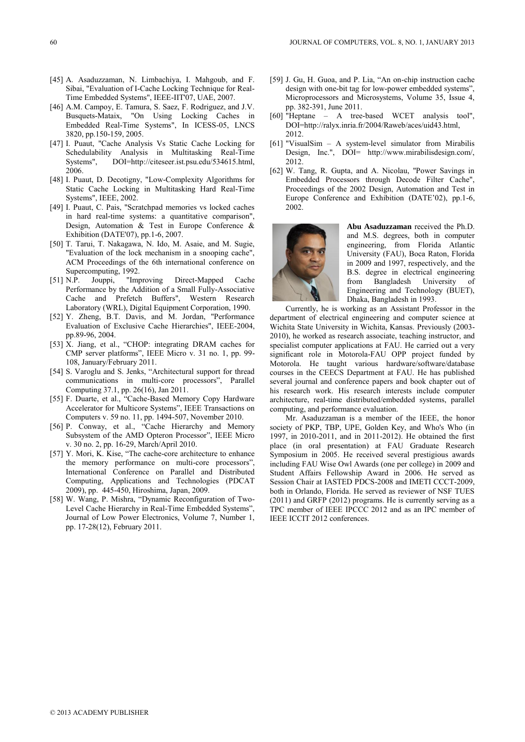[45] A. Asaduzzaman, N. Limbachiya, I. Mahgoub, and F. Sibai, "Evaluation of I-Cache Locking Technique for Real-Time Embedded Systems", IEEE-IIT'07, UAE, 2007.

[46] A.M. Campoy, E. Tamura, S. Saez, F. Rodriguez, and J.V. Busquets-Mataix, "On Using Locking Caches in Embedded Real-Time Systems", In ICESS-05, LNCS 3820, pp.150-159, 2005.

[47] I. Puaut, "Cache Analysis Vs Static Cache Locking for Schedulability Analysis in Multitasking Real-Time Systems", DOI=http://citeseer.ist.psu.edu/534615.html, 2006.

[48] I. Puaut, D. Decotigny, "Low-Complexity Algorithms for Static Cache Locking in Multitasking Hard Real-Time Systems", IEEE, 2002.

[49] I. Puaut, C. Pais, "Scratchpad memories vs locked caches in hard real-time systems: a quantitative comparison", Design, Automation & Test in Europe Conference & Exhibition (DATE'07), pp.1-6, 2007.

[50] T. Tarui, T. Nakagawa, N. Ido, M. Asaie, and M. Sugie, "Evaluation of the lock mechanism in a snooping cache", ACM Proceedings of the 6th international conference on Supercomputing, 1992.

[51] N.P. Jouppi, "Improving Direct-Mapped Cache Performance by the Addition of a Small Fully-Associative Cache and Prefetch Buffers", Western Research Laboratory (WRL), Digital Equipment Corporation, 1990.

[52] Y. Zheng, B.T. Davis, and M. Jordan, "Performance Evaluation of Exclusive Cache Hierarchies", IEEE-2004, pp.89-96, 2004.

[53] X. Jiang, et al., "CHOP: integrating DRAM caches for CMP server platforms", IEEE Micro v. 31 no. 1, pp. 99-108, January/February 2011.

[54] S. Varoglu and S. Jenks, "Architectural support for thread communications in multi-core processors", Parallel Computing 37.1, pp. 26(16), Jan 2011.

[55] F. Duarte, et al., "Cache-Based Memory Copy Hardware Accelerator for Multicore Systems", IEEE Transactions on Computers v. 59 no. 11, pp. 1494-507, November 2010.

[56] P. Conway, et al., "Cache Hierarchy and Memory Subsystem of the AMD Opteron Processor", IEEE Micro v. 30 no. 2, pp. 16-29, March/April 2010.

[57] Y. Mori, K. Kise, "The cache-core architecture to enhance the memory performance on multi-core processors", International Conference on Parallel and Distributed Computing, Applications and Technologies (PDCAT 2009), pp. 445-450, Hiroshima, Japan, 2009.

[58] W. Wang, P. Mishra, "Dynamic Reconfiguration of Two-Level Cache Hierarchy in Real-Time Embedded Systems", Journal of Low Power Electronics, Volume 7, Number 1, pp. 17-28(12), February 2011.

[59] J. Gu, H. Guoa, and P. Lia, "An on-chip instruction cache design with one-bit tag for low-power embedded systems", Microprocessors and Microsystems, Volume 35, Issue 4, pp. 382-391, June 2011.

[60] "Heptane – A tree-based WCET analysis tool", DOI=http://ralyx.inria.fr/2004/Raweb/aces/uid43.html, 2012.

[61] "VisualSim – A system-level simulator from Mirabilis Design, Inc.", DOI= http://www.mirabilisdesign.com/, 2012.

[62] W. Tang, R. Gupta, and A. Nicolau, "Power Savings in Embedded Processors through Decode Filter Cache", Proceedings of the 2002 Design, Automation and Test in Europe Conference and Exhibition (DATE'02), pp.1-6, 2002.

**Abu Asaduzzaman** received the Ph.D. and M.S. degrees, both in computer engineering, from Florida Atlantic University (FAU), Boca Raton, Florida in 2009 and 1997, respectively, and the B.S. degree in electrical engineering from Bangladesh University of Engineering and Technology (BUET), Dhaka, Bangladesh in 1993.

Currently, he is working as an Assistant Professor in the department of electrical engineering and computer science at Wichita State University in Wichita, Kansas. Previously (2003-2010), he worked as research associate, teaching instructor, and specialist computer applications at FAU. He carried out a very significant role in Motorola-FAU OPP project funded by Motorola. He taught various hardware/software/database courses in the CEECS Department at FAU. He has published several journal and conference papers and book chapter out of his research work. His research interests include computer architecture, real-time distributed/embedded systems, parallel computing, and performance evaluation.

Mr. Asaduzzaman is a member of the IEEE, the honor society of PKP, TBP, UPE, Golden Key, and Who's Who (in 1997, in 2010-2011, and in 2011-2012). He obtained the first place (in oral presentation) at FAU Graduate Research Symposium in 2005. He received several prestigious awards including FAU Wise Owl Awards (one per college) in 2009 and Student Affairs Fellowship Award in 2006. He served as Session Chair at IASTED PDCS-2008 and IMETI CCCT-2009, both in Orlando, Florida. He served as reviewer of NSF TUES (2011) and GRFP (2012) programs. He is currently serving as a TPC member of IEEE IPCCC 2012 and as an IPC member of IEEE ICCIT 2012 conferences.